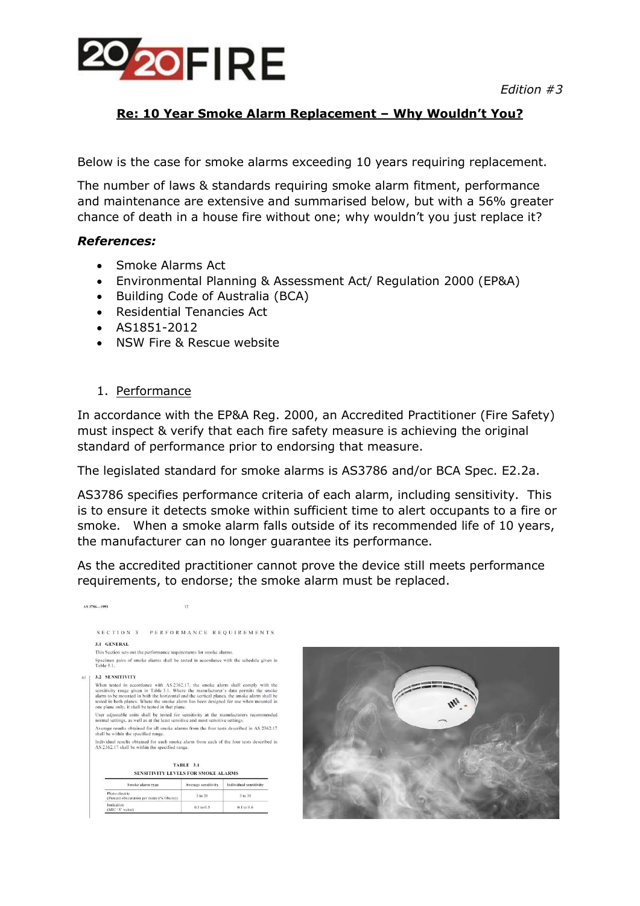*Edition #3*

## Re: 10 Year Smoke Alarm Replacement – Why Wouldn't You?

Below is the case for smoke alarms exceeding 10 years requiring replacement.

The number of laws & standards requiring smoke alarm fitment, performance and maintenance are extensive and summarised below, but with a 56% greater chance of death in a house fire without one; why wouldn't you just replace it?

***References:***

- Smoke Alarms Act
- Environmental Planning & Assessment Act/ Regulation 2000 (EP&A)
- Building Code of Australia (BCA)
- Residential Tenancies Act
- AS1851-2012
- NSW Fire & Rescue website

1. Performance

In accordance with the EP&A Reg. 2000, an Accredited Practitioner (Fire Safety) must inspect & verify that each fire safety measure is achieving the original standard of performance prior to endorsing that measure.

The legislated standard for smoke alarms is AS3786 and/or BCA Spec. E2.2a.

AS3786 specifies performance criteria of each alarm, including sensitivity. This is to ensure it detects smoke within sufficient time to alert occupants to a fire or smoke. When a smoke alarm falls outside of its recommended life of 10 years, the manufacturer can no longer guarantee its performance.

As the accredited practitioner cannot prove the device still meets performance requirements, to endorse; the smoke alarm must be replaced.

SECTION 3 PERFORMANCE REQUIREMENTS

3.1 GENERAL

This Section sets out the performance requirements for smoke alarms.

Specimen pairs of smoke alarms shall be tested in accordance with the schedule given in Table 5.1.

3.2 SENSITIVITY

When tested in accordance with AS 2362.17, the smoke alarm shall comply with the sensitivity range given in Table 3.1. Where the manufacturer's data permits the smoke alarm to be mounted in both the horizontal and the vertical planes, the smoke alarm shall be tested in both planes. Where the smoke alarm has been designed for use when mounted in one plane only, it shall be tested in that plane.

User adjustable units shall be tested for sensitivity at the manufacturers recommended normal settings, as well as at the least sensitive and most sensitive settings.

Average results obtained for all smoke alarms from the four tests described in AS 2362.17 shall be within the specified range.

Individual results obtained for each smoke alarm from each of the four tests described in AS 2362.17 shall be within the specified range.

TABLE 3.1
SENSITIVITY LEVELS FOR SMOKE ALARMS

| Smoke alarm type | Average sensitivity | Individual sensitivity |
|---|---|---|
| Photo electric (Percent obscuration per metre (% Obs/m)) | 3 to 20 | 3 to 30 |
| Ionization (MIC 'X' value) | 0.1 to 0.5 | 0.1 to 0.6 |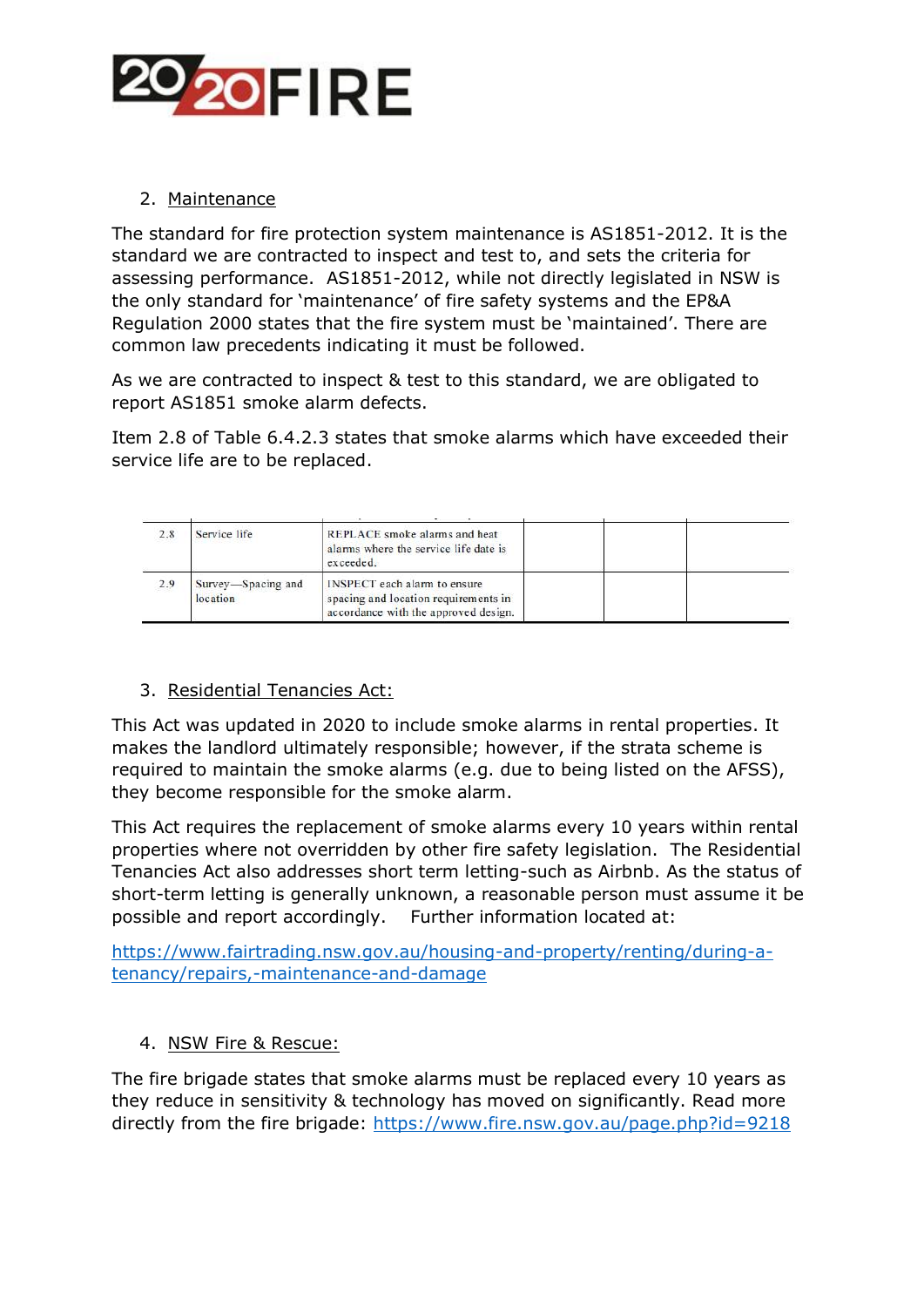2. Maintenance

The standard for fire protection system maintenance is AS1851-2012. It is the standard we are contracted to inspect and test to, and sets the criteria for assessing performance. AS1851-2012, while not directly legislated in NSW is the only standard for 'maintenance' of fire safety systems and the EP&A Regulation 2000 states that the fire system must be 'maintained'. There are common law precedents indicating it must be followed.

As we are contracted to inspect & test to this standard, we are obligated to report AS1851 smoke alarm defects.

Item 2.8 of Table 6.4.2.3 states that smoke alarms which have exceeded their service life are to be replaced.

| | | | | | |
|---|---|---|---|---|---|
| 2.8 | Service life | REPLACE smoke alarms and heat alarms where the service life date is exceeded. | | | |
| 2.9 | Survey—Spacing and location | INSPECT each alarm to ensure spacing and location requirements in accordance with the approved design. | | | |

3. Residential Tenancies Act:

This Act was updated in 2020 to include smoke alarms in rental properties. It makes the landlord ultimately responsible; however, if the strata scheme is required to maintain the smoke alarms (e.g. due to being listed on the AFSS), they become responsible for the smoke alarm.

This Act requires the replacement of smoke alarms every 10 years within rental properties where not overridden by other fire safety legislation. The Residential Tenancies Act also addresses short term letting-such as Airbnb. As the status of short-term letting is generally unknown, a reasonable person must assume it be possible and report accordingly. Further information located at:

https://www.fairtrading.nsw.gov.au/housing-and-property/renting/during-a-tenancy/repairs,-maintenance-and-damage

4. NSW Fire & Rescue:

The fire brigade states that smoke alarms must be replaced every 10 years as they reduce in sensitivity & technology has moved on significantly. Read more directly from the fire brigade: https://www.fire.nsw.gov.au/page.php?id=9218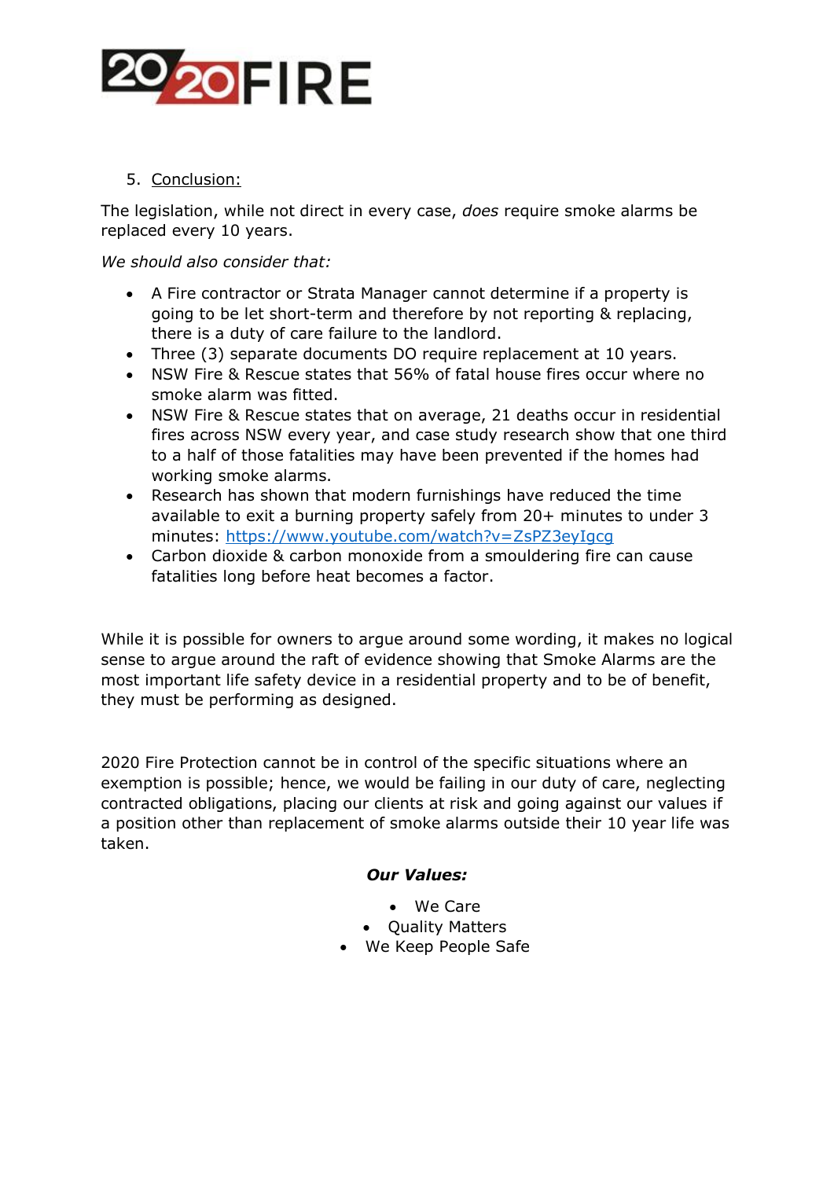5. Conclusion:

The legislation, while not direct in every case, *does* require smoke alarms be replaced every 10 years.

*We should also consider that:*

- A Fire contractor or Strata Manager cannot determine if a property is going to be let short-term and therefore by not reporting & replacing, there is a duty of care failure to the landlord.
- Three (3) separate documents DO require replacement at 10 years.
- NSW Fire & Rescue states that 56% of fatal house fires occur where no smoke alarm was fitted.
- NSW Fire & Rescue states that on average, 21 deaths occur in residential fires across NSW every year, and case study research show that one third to a half of those fatalities may have been prevented if the homes had working smoke alarms.
- Research has shown that modern furnishings have reduced the time available to exit a burning property safely from 20+ minutes to under 3 minutes: https://www.youtube.com/watch?v=ZsPZ3eyIgcg
- Carbon dioxide & carbon monoxide from a smouldering fire can cause fatalities long before heat becomes a factor.

While it is possible for owners to argue around some wording, it makes no logical sense to argue around the raft of evidence showing that Smoke Alarms are the most important life safety device in a residential property and to be of benefit, they must be performing as designed.

2020 Fire Protection cannot be in control of the specific situations where an exemption is possible; hence, we would be failing in our duty of care, neglecting contracted obligations, placing our clients at risk and going against our values if a position other than replacement of smoke alarms outside their 10 year life was taken.

***Our Values:***

- We Care
- Quality Matters
- We Keep People Safe